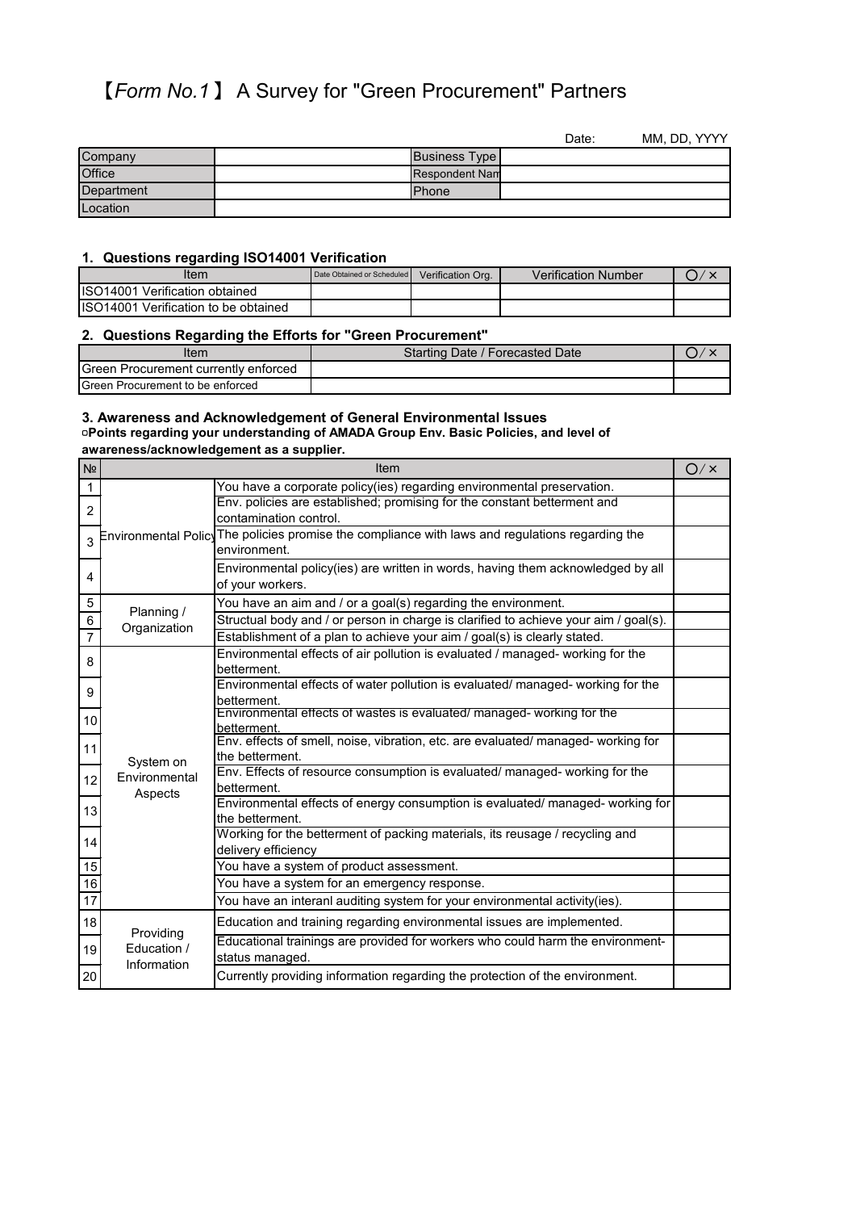# 【*Form No.1*】 A Survey for "Green Procurement" Partners

Date: MM, DD, YYYY

| Company | | Business Type | |
|---|---|---|---|
| Office | | Respondent Nam | |
| Department | | Phone | |
| Location | | | |

### 1. Questions regarding ISO14001 Verification

| Item | Date Obtained or Scheduled | Verification Org. | Verification Number | ○/× |
|---|---|---|---|---|
| ISO14001 Verification obtained | | | | |
| ISO14001 Verification to be obtained | | | | |

### 2. Questions Regarding the Efforts for "Green Procurement"

| Item | Starting Date / Forecasted Date | ○/× |
|---|---|---|
| Green Procurement currently enforced | | |
| Green Procurement to be enforced | | |

### 3. Awareness and Acknowledgement of General Environmental Issues

**▫Points regarding your understanding of AMADA Group Env. Basic Policies, and level of awareness/acknowledgement as a supplier.**

| № | | Item | ○/× |
|---|---|---|---|
| 1 | Environmental Policy | You have a corporate policy(ies) regarding environmental preservation. | |
| 2 | | Env. policies are established; promising for the constant betterment and contamination control. | |
| 3 | | The policies promise the compliance with laws and regulations regarding the environment. | |
| 4 | | Environmental policy(ies) are written in words, having them acknowledged by all of your workers. | |
| 5 | Planning / Organization | You have an aim and / or a goal(s) regarding the environment. | |
| 6 | | Structual body and / or person in charge is clarified to achieve your aim / goal(s). | |
| 7 | | Establishment of a plan to achieve your aim / goal(s) is clearly stated. | |
| 8 | System on Environmental Aspects | Environmental effects of air pollution is evaluated / managed- working for the betterment. | |
| 9 | | Environmental effects of water pollution is evaluated/ managed- working for the betterment. | |
| 10 | | Environmental effects of wastes is evaluated/ managed- working for the betterment. | |
| 11 | | Env. effects of smell, noise, vibration, etc. are evaluated/ managed- working for the betterment. | |
| 12 | | Env. Effects of resource consumption is evaluated/ managed- working for the betterment. | |
| 13 | | Environmental effects of energy consumption is evaluated/ managed- working for the betterment. | |
| 14 | | Working for the betterment of packing materials, its reusage / recycling and delivery efficiency | |
| 15 | | You have a system of product assessment. | |
| 16 | | You have a system for an emergency response. | |
| 17 | | You have an interanl auditing system for your environmental activity(ies). | |
| 18 | Providing Education / Information | Education and training regarding environmental issues are implemented. | |
| 19 | | Educational trainings are provided for workers who could harm the environment- status managed. | |
| 20 | | Currently providing information regarding the protection of the environment. | |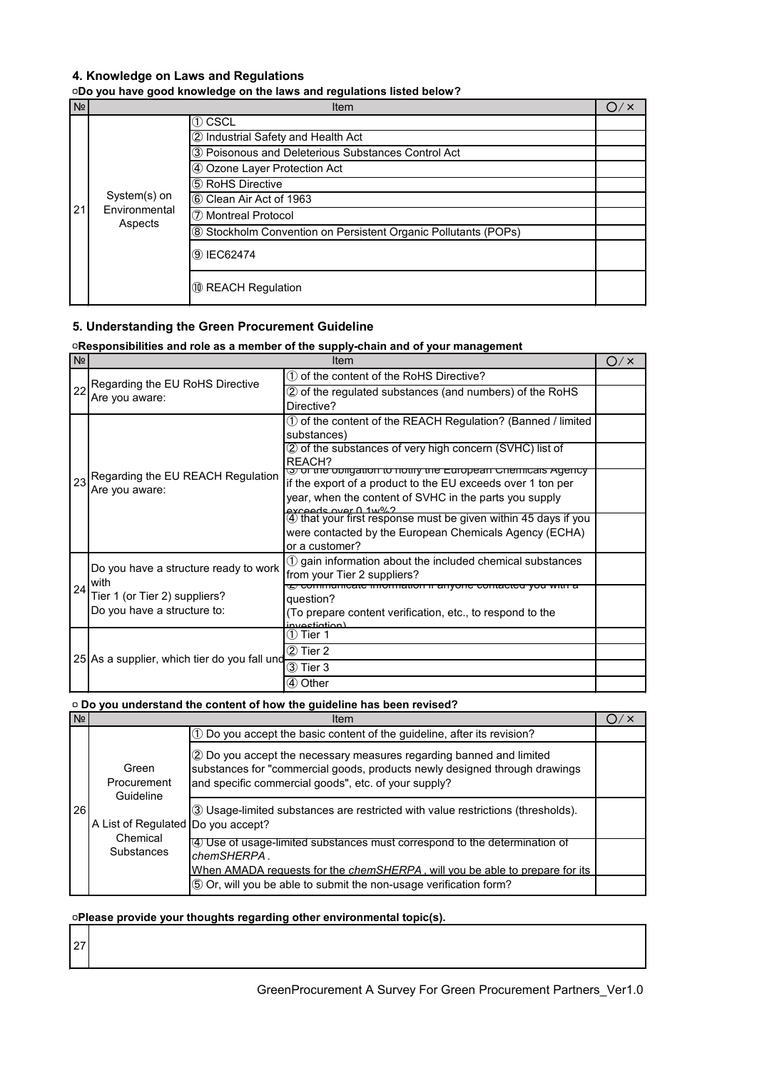## 4. Knowledge on Laws and Regulations

▫**Do you have good knowledge on the laws and regulations listed below?**

| № | Item | | ○/× |
|---|---|---|---|
| 21 | System(s) on Environmental Aspects | ① CSCL | |
| | | ② Industrial Safety and Health Act | |
| | | ③ Poisonous and Deleterious Substances Control Act | |
| | | ④ Ozone Layer Protection Act | |
| | | ⑤ RoHS Directive | |
| | | ⑥ Clean Air Act of 1963 | |
| | | ⑦ Montreal Protocol | |
| | | ⑧ Stockholm Convention on Persistent Organic Pollutants (POPs) | |
| | | ⑨ IEC62474 | |
| | | ⑩ REACH Regulation | |

## 5. Understanding the Green Procurement Guideline

▫**Responsibilities and role as a member of the supply-chain and of your management**

| № | Item | | ○/× |
|---|---|---|---|
| 22 | Regarding the EU RoHS Directive Are you aware: | ① of the content of the RoHS Directive? | |
| | | ② of the regulated substances (and numbers) of the RoHS Directive? | |
| 23 | Regarding the EU REACH Regulation Are you aware: | ① of the content of the REACH Regulation? (Banned / limited substances) | |
| | | ② of the substances of very high concern (SVHC) list of REACH? | |
| | | ③ of the obligation to notify the European Chemicals Agency if the export of a product to the EU exceeds over 1 ton per year, when the content of SVHC in the parts you supply exceeds over 0.1w%? | |
| | | ④ that your first response must be given within 45 days if you were contacted by the European Chemicals Agency (ECHA) or a customer? | |
| 24 | Do you have a structure ready to work with Tier 1 (or Tier 2) suppliers? Do you have a structure to: | ① gain information about the included chemical substances from your Tier 2 suppliers? | |
| | | ② communicate information if anyone contacted you with a question? (To prepare content verification, etc., to respond to the investigation) | |
| 25 | As a supplier, which tier do you fall und | ① Tier 1 | |
| | | ② Tier 2 | |
| | | ③ Tier 3 | |
| | | ④ Other | |

▫ **Do you understand the content of how the guideline has been revised?**

| № | Item | | ○/× |
|---|---|---|---|
| 26 | Green Procurement Guideline A List of Regulated Chemical Substances | ① Do you accept the basic content of the guideline, after its revision? | |
| | | ② Do you accept the necessary measures regarding banned and limited substances for "commercial goods, products newly designed through drawings and specific commercial goods", etc. of your supply? | |
| | | ③ Usage-limited substances are restricted with value restrictions (thresholds). Do you accept? | |
| | | ④ Use of usage-limited substances must correspond to the determination of *chemSHERPA*. When AMADA requests for the *chemSHERPA*, will you be able to prepare for its | |
| | | ⑤ Or, will you be able to submit the non-usage verification form? | |

▫**Please provide your thoughts regarding other environmental topic(s).**

| | |
|---|---|
| 27 | |

GreenProcurement A Survey For Green Procurement Partners_Ver1.0